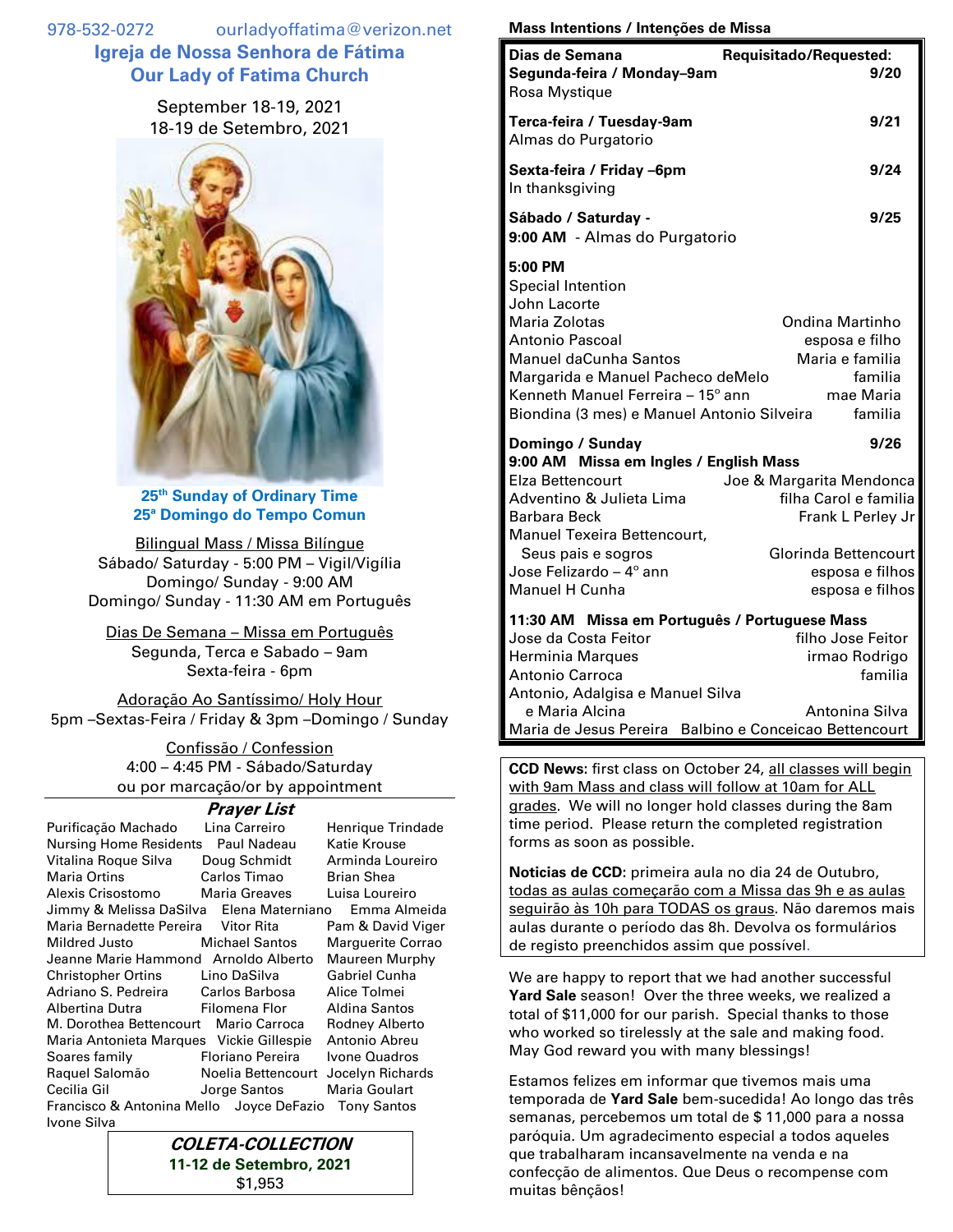978-532-0272 ourladyoffatima@verizon.net

# Igreja de Nossa Senhora de Fátima
# Our Lady of Fatima Church

September 18-19, 2021
18-19 de Setembro, 2021

**25th Sunday of Ordinary Time**
**25ª Domingo do Tempo Comun**

Bilingual Mass / Missa Bilíngue
Sábado/ Saturday - 5:00 PM – Vigil/Vigília
Domingo/ Sunday - 9:00 AM
Domingo/ Sunday - 11:30 AM em Português

Dias De Semana – Missa em Português
Segunda, Terca e Sabado – 9am
Sexta-feira - 6pm

Adoração Ao Santíssimo/ Holy Hour
5pm –Sextas-Feira / Friday & 3pm –Domingo / Sunday

Confissão / Confession
4:00 – 4:45 PM - Sábado/Saturday
ou por marcação/or by appointment

## *Prayer List*

| | | |
|---|---|---|
| Purificação Machado | Lina Carreiro | Henrique Trindade |
| Nursing Home Residents | Paul Nadeau | Katie Krouse |
| Vitalina Roque Silva | Doug Schmidt | Arminda Loureiro |
| Maria Ortins | Carlos Timao | Brian Shea |
| Alexis Crisostomo | Maria Greaves | Luisa Loureiro |
| Jimmy & Melissa DaSilva | Elena Materniano | Emma Almeida |
| Maria Bernadette Pereira | Vitor Rita | Pam & David Viger |
| Mildred Justo | Michael Santos | Marguerite Corrao |
| Jeanne Marie Hammond | Arnoldo Alberto | Maureen Murphy |
| Christopher Ortins | Lino DaSilva | Gabriel Cunha |
| Adriano S. Pedreira | Carlos Barbosa | Alice Tolmei |
| Albertina Dutra | Filomena Flor | Aldina Santos |
| M. Dorothea Bettencourt | Mario Carroca | Rodney Alberto |
| Maria Antonieta Marques | Vickie Gillespie | Antonio Abreu |
| Soares family | Floriano Pereira | Ivone Quadros |
| Raquel Salomão | Noelia Bettencourt | Jocelyn Richards |
| Cecilia Gil | Jorge Santos | Maria Goulart |
| Francisco & Antonina Mello | Joyce DeFazio | Tony Santos |
| Ivone Silva | | |

***COLETA-COLLECTION***
**11-12 de Setembro, 2021**
$1,953

## Mass Intentions / Intenções de Missa

| Dias de Semana | Requisitado/Requested: |
|---|---|
| **Segunda-feira / Monday–9am** | **9/20** |
| Rosa Mystique | |
| **Terca-feira / Tuesday-9am** | **9/21** |
| Almas do Purgatorio | |
| **Sexta-feira / Friday –6pm** | **9/24** |
| In thanksgiving | |
| **Sábado / Saturday -** | **9/25** |
| **9:00 AM** - Almas do Purgatorio | |
| **5:00 PM** | |
| Special Intention | |
| John Lacorte | |
| Maria Zolotas | Ondina Martinho |
| Antonio Pascoal | esposa e filho |
| Manuel daCunha Santos | Maria e familia |
| Margarida e Manuel Pacheco deMelo | familia |
| Kenneth Manuel Ferreira – 15° ann | mae Maria |
| Biondina (3 mes) e Manuel Antonio Silveira | familia |
| **Domingo / Sunday** | **9/26** |
| **9:00 AM Missa em Ingles / English Mass** | |
| Elza Bettencourt | Joe & Margarita Mendonca |
| Adventino & Julieta Lima | filha Carol e familia |
| Barbara Beck | Frank L Perley Jr |
| Manuel Texeira Bettencourt, Seus pais e sogros | Glorinda Bettencourt |
| Jose Felizardo – 4° ann | esposa e filhos |
| Manuel H Cunha | esposa e filhos |
| **11:30 AM Missa em Português / Portuguese Mass** | |
| Jose da Costa Feitor | filho Jose Feitor |
| Herminia Marques | irmao Rodrigo |
| Antonio Carroca | familia |
| Antonio, Adalgisa e Manuel Silva e Maria Alcina | Antonina Silva |
| Maria de Jesus Pereira | Balbino e Conceicao Bettencourt |

**CCD News:** first class on October 24, all classes will begin with 9am Mass and class will follow at 10am for ALL grades. We will no longer hold classes during the 8am time period. Please return the completed registration forms as soon as possible.

**Noticias de CCD:** primeira aula no dia 24 de Outubro, todas as aulas começarão com a Missa das 9h e as aulas seguirão às 10h para TODAS os graus. Não daremos mais aulas durante o período das 8h. Devolva os formulários de registo preenchidos assim que possível.

We are happy to report that we had another successful **Yard Sale** season! Over the three weeks, we realized a total of $11,000 for our parish. Special thanks to those who worked so tirelessly at the sale and making food. May God reward you with many blessings!

Estamos felizes em informar que tivemos mais uma temporada de **Yard Sale** bem-sucedida! Ao longo das três semanas, percebemos um total de $ 11,000 para a nossa paróquia. Um agradecimento especial a todos aqueles que trabalharam incansavelmente na venda e na confecção de alimentos. Que Deus o recompense com muitas bênçãos!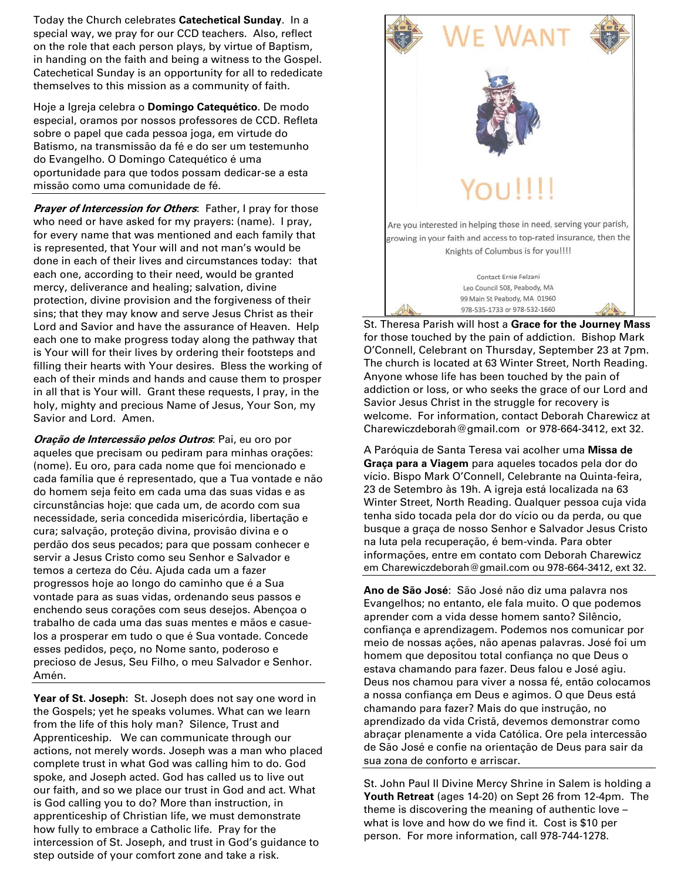Today the Church celebrates **Catechetical Sunday**. In a special way, we pray for our CCD teachers. Also, reflect on the role that each person plays, by virtue of Baptism, in handing on the faith and being a witness to the Gospel. Catechetical Sunday is an opportunity for all to rededicate themselves to this mission as a community of faith.

Hoje a Igreja celebra o **Domingo Catequético**. De modo especial, oramos por nossos professores de CCD. Refleta sobre o papel que cada pessoa joga, em virtude do Batismo, na transmissão da fé e do ser um testemunho do Evangelho. O Domingo Catequético é uma oportunidade para que todos possam dedicar-se a esta missão como uma comunidade de fé.

***Prayer of Intercession for Others***: Father, I pray for those who need or have asked for my prayers: (name). I pray, for every name that was mentioned and each family that is represented, that Your will and not man's would be done in each of their lives and circumstances today: that each one, according to their need, would be granted mercy, deliverance and healing; salvation, divine protection, divine provision and the forgiveness of their sins; that they may know and serve Jesus Christ as their Lord and Savior and have the assurance of Heaven. Help each one to make progress today along the pathway that is Your will for their lives by ordering their footsteps and filling their hearts with Your desires. Bless the working of each of their minds and hands and cause them to prosper in all that is Your will. Grant these requests, I pray, in the holy, mighty and precious Name of Jesus, Your Son, my Savior and Lord. Amen.

***Oração de Intercessão pelos Outros***: Pai, eu oro por aqueles que precisam ou pediram para minhas orações: (nome). Eu oro, para cada nome que foi mencionado e cada família que é representado, que a Tua vontade e não do homem seja feito em cada uma das suas vidas e as circunstâncias hoje: que cada um, de acordo com sua necessidade, seria concedida misericórdia, libertação e cura; salvação, proteção divina, provisão divina e o perdão dos seus pecados; para que possam conhecer e servir a Jesus Cristo como seu Senhor e Salvador e temos a certeza do Céu. Ajuda cada um a fazer progressos hoje ao longo do caminho que é a Sua vontade para as suas vidas, ordenando seus passos e enchendo seus corações com seus desejos. Abençoa o trabalho de cada uma das suas mentes e mãos e casue-los a prosperar em tudo o que é Sua vontade. Concede esses pedidos, peço, no Nome santo, poderoso e precioso de Jesus, Seu Filho, o meu Salvador e Senhor. Amén.

**Year of St. Joseph:** St. Joseph does not say one word in the Gospels; yet he speaks volumes. What can we learn from the life of this holy man? Silence, Trust and Apprenticeship. We can communicate through our actions, not merely words. Joseph was a man who placed complete trust in what God was calling him to do. God spoke, and Joseph acted. God has called us to live out our faith, and so we place our trust in God and act. What is God calling you to do? More than instruction, in apprenticeship of Christian life, we must demonstrate how fully to embrace a Catholic life. Pray for the intercession of St. Joseph, and trust in God's guidance to step outside of your comfort zone and take a risk.

WE WANT

YOU!!!!

Are you interested in helping those in need, serving your parish, growing in your faith and access to top-rated insurance, then the Knights of Columbus is for you!!!!

Contact Ernie Felzani
Leo Council 508, Peabody, MA
99 Main St Peabody, MA 01960
978-535-1733 or 978-532-1660

St. Theresa Parish will host a **Grace for the Journey Mass** for those touched by the pain of addiction. Bishop Mark O'Connell, Celebrant on Thursday, September 23 at 7pm. The church is located at 63 Winter Street, North Reading. Anyone whose life has been touched by the pain of addiction or loss, or who seeks the grace of our Lord and Savior Jesus Christ in the struggle for recovery is welcome. For information, contact Deborah Charewicz at Charewiczdeborah@gmail.com or 978-664-3412, ext 32.

A Paróquia de Santa Teresa vai acolher uma **Missa de Graça para a Viagem** para aqueles tocados pela dor do vício. Bispo Mark O'Connell, Celebrante na Quinta-feira, 23 de Setembro às 19h. A igreja está localizada na 63 Winter Street, North Reading. Qualquer pessoa cuja vida tenha sido tocada pela dor do vício ou da perda, ou que busque a graça de nosso Senhor e Salvador Jesus Cristo na luta pela recuperação, é bem-vinda. Para obter informações, entre em contato com Deborah Charewicz em Charewiczdeborah@gmail.com ou 978-664-3412, ext 32.

**Ano de São José**: São José não diz uma palavra nos Evangelhos; no entanto, ele fala muito. O que podemos aprender com a vida desse homem santo? Silêncio, confiança e aprendizagem. Podemos nos comunicar por meio de nossas ações, não apenas palavras. José foi um homem que depositou total confiança no que Deus o estava chamando para fazer. Deus falou e José agiu. Deus nos chamou para viver a nossa fé, então colocamos a nossa confiança em Deus e agimos. O que Deus está chamando para fazer? Mais do que instrução, no aprendizado da vida Cristã, devemos demonstrar como abraçar plenamente a vida Católica. Ore pela intercessão de São José e confie na orientação de Deus para sair da sua zona de conforto e arriscar.

St. John Paul II Divine Mercy Shrine in Salem is holding a **Youth Retreat** (ages 14-20) on Sept 26 from 12-4pm. The theme is discovering the meaning of authentic love – what is love and how do we find it. Cost is $10 per person. For more information, call 978-744-1278.